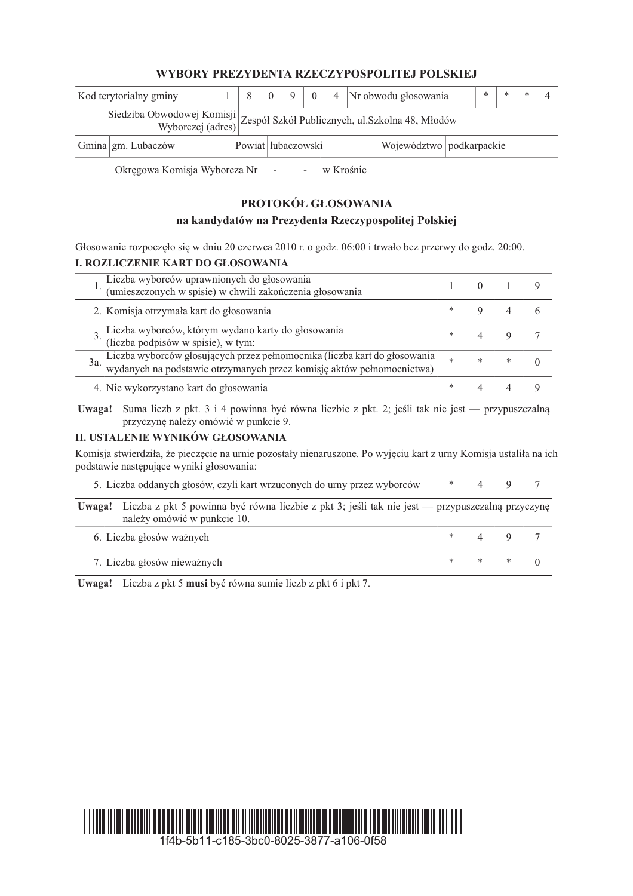## WYBORY PREZYDENTA RZECZYPOSPOLITEJ POLSKIEJ

| Kod terytorialny gminy | 1 | 8 | 0 | 9 | 0 | 4 | Nr obwodu głosowania | * | * | * | 4 |
|---|---|---|---|---|---|---|---|---|---|---|---|

| Siedziba Obwodowej Komisji Wyborczej (adres) | Zespół Szkół Publicznych, ul.Szkolna 48, Młodów |
|---|---|

| Gmina | gm. Lubaczów | Powiat | lubaczowski | Województwo | podkarpackie |
|---|---|---|---|---|---|

| Okręgowa Komisja Wyborcza Nr | - | - | w Krośnie |
|---|---|---|---|

## PROTOKÓŁ GŁOSOWANIA

### na kandydatów na Prezydenta Rzeczypospolitej Polskiej

Głosowanie rozpoczęło się w dniu 20 czerwca 2010 r. o godz. 06:00 i trwało bez przerwy do godz. 20:00.

### I. ROZLICZENIE KART DO GŁOSOWANIA

| | | | | | |
|---|---|---|---|---|---|
| 1. | Liczba wyborców uprawnionych do głosowania (umieszczonych w spisie) w chwili zakończenia głosowania | 1 | 0 | 1 | 9 |
| 2. | Komisja otrzymała kart do głosowania | * | 9 | 4 | 6 |
| 3. | Liczba wyborców, którym wydano karty do głosowania (liczba podpisów w spisie), w tym: | * | 4 | 9 | 7 |
| 3a. | Liczba wyborców głosujących przez pełnomocnika (liczba kart do głosowania wydanych na podstawie otrzymanych przez komisję aktów pełnomocnictwa) | * | * | * | 0 |
| 4. | Nie wykorzystano kart do głosowania | * | 4 | 4 | 9 |

**Uwaga!** Suma liczb z pkt. 3 i 4 powinna być równa liczbie z pkt. 2; jeśli tak nie jest — przypuszczalną przyczynę należy omówić w punkcie 9.

### II. USTALENIE WYNIKÓW GŁOSOWANIA

Komisja stwierdziła, że pieczęcie na urnie pozostały nienaruszone. Po wyjęciu kart z urny Komisja ustaliła na ich podstawie następujące wyniki głosowania:

| | | | | | |
|---|---|---|---|---|---|
| 5. | Liczba oddanych głosów, czyli kart wrzuconych do urny przez wyborców | * | 4 | 9 | 7 |

**Uwaga!** Liczba z pkt 5 powinna być równa liczbie z pkt 3; jeśli tak nie jest — przypuszczalną przyczynę należy omówić w punkcie 10.

| | | | | | |
|---|---|---|---|---|---|
| 6. | Liczba głosów ważnych | * | 4 | 9 | 7 |
| 7. | Liczba głosów nieważnych | * | * | * | 0 |

**Uwaga!** Liczba z pkt 5 **musi** być równa sumie liczb z pkt 6 i pkt 7.

1f4b-5b11-c185-3bc0-8025-3877-a106-0f58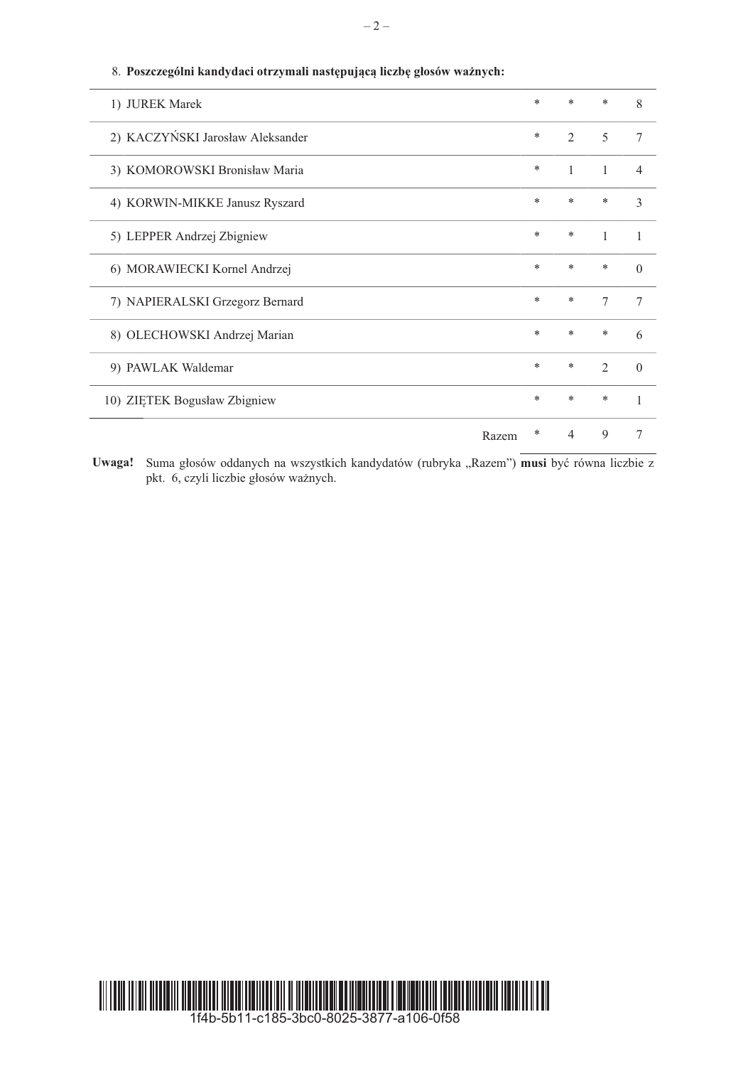8. **Poszczególni kandydaci otrzymali następującą liczbę głosów ważnych:**

| | | | | |
|---|---|---|---|---|
| 1) JUREK Marek | * | * | * | 8 |
| 2) KACZYŃSKI Jarosław Aleksander | * | 2 | 5 | 7 |
| 3) KOMOROWSKI Bronisław Maria | * | 1 | 1 | 4 |
| 4) KORWIN-MIKKE Janusz Ryszard | * | * | * | 3 |
| 5) LEPPER Andrzej Zbigniew | * | * | 1 | 1 |
| 6) MORAWIECKI Kornel Andrzej | * | * | * | 0 |
| 7) NAPIERALSKI Grzegorz Bernard | * | * | 7 | 7 |
| 8) OLECHOWSKI Andrzej Marian | * | * | * | 6 |
| 9) PAWLAK Waldemar | * | * | 2 | 0 |
| 10) ZIĘTEK Bogusław Zbigniew | * | * | * | 1 |
| Razem | * | 4 | 9 | 7 |

**Uwaga!** Suma głosów oddanych na wszystkich kandydatów (rubryka „Razem") **musi** być równa liczbie z pkt. 6, czyli liczbie głosów ważnych.

1f4b-5b11-c185-3bc0-8025-3877-a106-0f58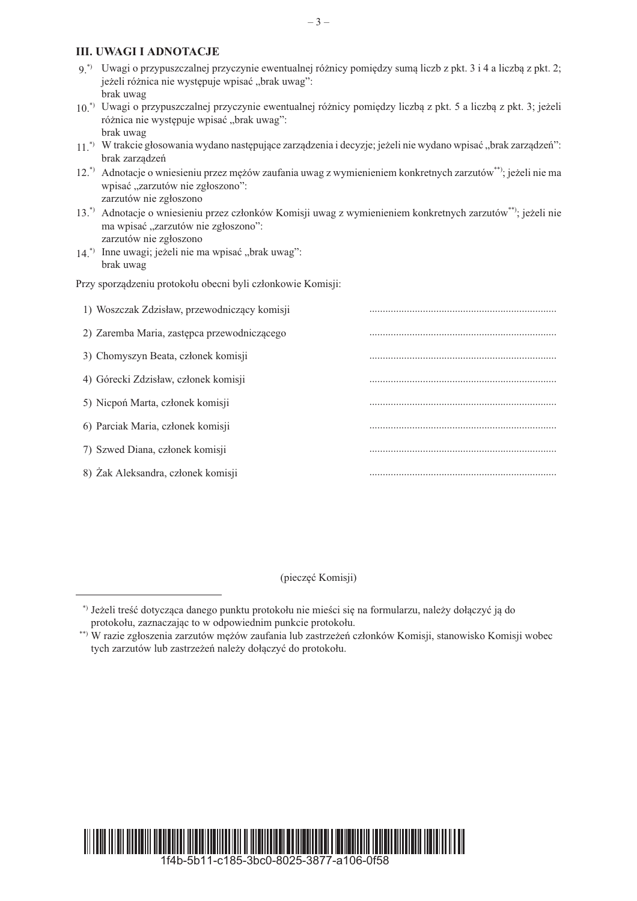## III. UWAGI I ADNOTACJE

9.[*] Uwagi o przypuszczalnej przyczynie ewentualnej różnicy pomiędzy sumą liczb z pkt. 3 i 4 a liczbą z pkt. 2; jeżeli różnica nie występuje wpisać „brak uwag":
brak uwag

10.[*] Uwagi o przypuszczalnej przyczynie ewentualnej różnicy pomiędzy liczbą z pkt. 5 a liczbą z pkt. 3; jeżeli różnica nie występuje wpisać „brak uwag":
brak uwag

11.[*] W trakcie głosowania wydano następujące zarządzenia i decyzje; jeżeli nie wydano wpisać „brak zarządzeń":
brak zarządzeń

12.[*] Adnotacje o wniesieniu przez mężów zaufania uwag z wymienieniem konkretnych zarzutów[**]; jeżeli nie ma wpisać „zarzutów nie zgłoszono":
zarzutów nie zgłoszono

13.[*] Adnotacje o wniesieniu przez członków Komisji uwag z wymienieniem konkretnych zarzutów[**]; jeżeli nie ma wpisać „zarzutów nie zgłoszono":
zarzutów nie zgłoszono

14.[*] Inne uwagi; jeżeli nie ma wpisać „brak uwag":
brak uwag

Przy sporządzeniu protokołu obecni byli członkowie Komisji:

1) Woszczak Zdzisław, przewodniczący komisji ..........................................................

2) Zaremba Maria, zastępca przewodniczącego ..........................................................

3) Chomyszyn Beata, członek komisji ..........................................................

4) Górecki Zdzisław, członek komisji ..........................................................

5) Nicpoń Marta, członek komisji ..........................................................

6) Parciak Maria, członek komisji ..........................................................

7) Szwed Diana, członek komisji ..........................................................

8) Żak Aleksandra, członek komisji ..........................................................

(pieczęć Komisji)

---

[*] Jeżeli treść dotycząca danego punktu protokołu nie mieści się na formularzu, należy dołączyć ją do protokołu, zaznaczając to w odpowiednim punkcie protokołu.

[**] W razie zgłoszenia zarzutów mężów zaufania lub zastrzeżeń członków Komisji, stanowisko Komisji wobec tych zarzutów lub zastrzeżeń należy dołączyć do protokołu.

1f4b-5b11-c185-3bc0-8025-3877-a106-0f58